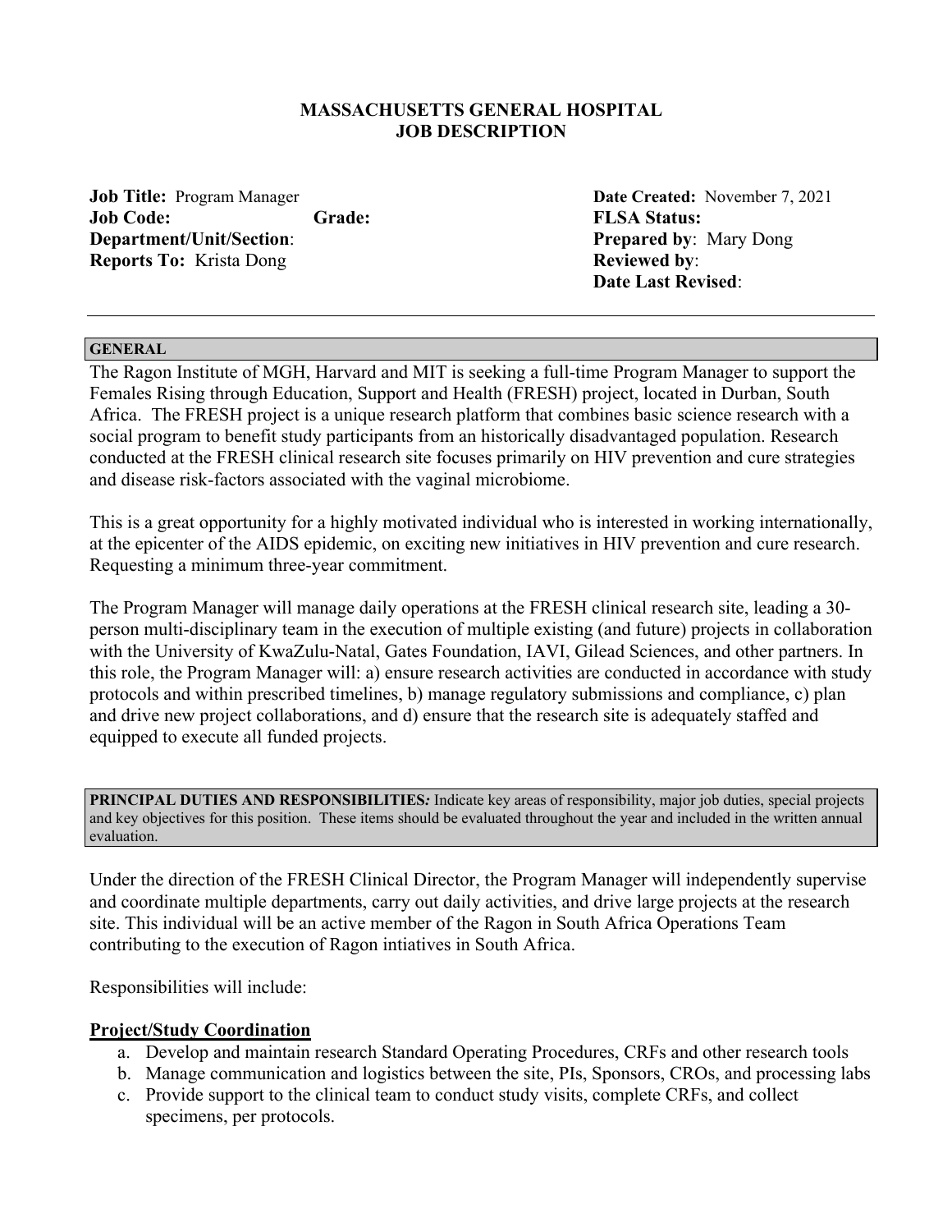# MASSACHUSETTS GENERAL HOSPITAL
# JOB DESCRIPTION

**Job Title:** Program Manager
**Job Code:** **Grade:**
**Department/Unit/Section**:
**Reports To:** Krista Dong

**Date Created:** November 7, 2021
**FLSA Status:**
**Prepared by**: Mary Dong
**Reviewed by**:
**Date Last Revised**:

---

## GENERAL

The Ragon Institute of MGH, Harvard and MIT is seeking a full-time Program Manager to support the Females Rising through Education, Support and Health (FRESH) project, located in Durban, South Africa. The FRESH project is a unique research platform that combines basic science research with a social program to benefit study participants from an historically disadvantaged population. Research conducted at the FRESH clinical research site focuses primarily on HIV prevention and cure strategies and disease risk-factors associated with the vaginal microbiome.

This is a great opportunity for a highly motivated individual who is interested in working internationally, at the epicenter of the AIDS epidemic, on exciting new initiatives in HIV prevention and cure research. Requesting a minimum three-year commitment.

The Program Manager will manage daily operations at the FRESH clinical research site, leading a 30-person multi-disciplinary team in the execution of multiple existing (and future) projects in collaboration with the University of KwaZulu-Natal, Gates Foundation, IAVI, Gilead Sciences, and other partners. In this role, the Program Manager will: a) ensure research activities are conducted in accordance with study protocols and within prescribed timelines, b) manage regulatory submissions and compliance, c) plan and drive new project collaborations, and d) ensure that the research site is adequately staffed and equipped to execute all funded projects.

## PRINCIPAL DUTIES AND RESPONSIBILITIES*:* *Indicate key areas of responsibility, major job duties, special projects and key objectives for this position. These items should be evaluated throughout the year and included in the written annual evaluation.*

Under the direction of the FRESH Clinical Director, the Program Manager will independently supervise and coordinate multiple departments, carry out daily activities, and drive large projects at the research site. This individual will be an active member of the Ragon in South Africa Operations Team contributing to the execution of Ragon intiatives in South Africa.

Responsibilities will include:

### Project/Study Coordination

a. Develop and maintain research Standard Operating Procedures, CRFs and other research tools
b. Manage communication and logistics between the site, PIs, Sponsors, CROs, and processing labs
c. Provide support to the clinical team to conduct study visits, complete CRFs, and collect specimens, per protocols.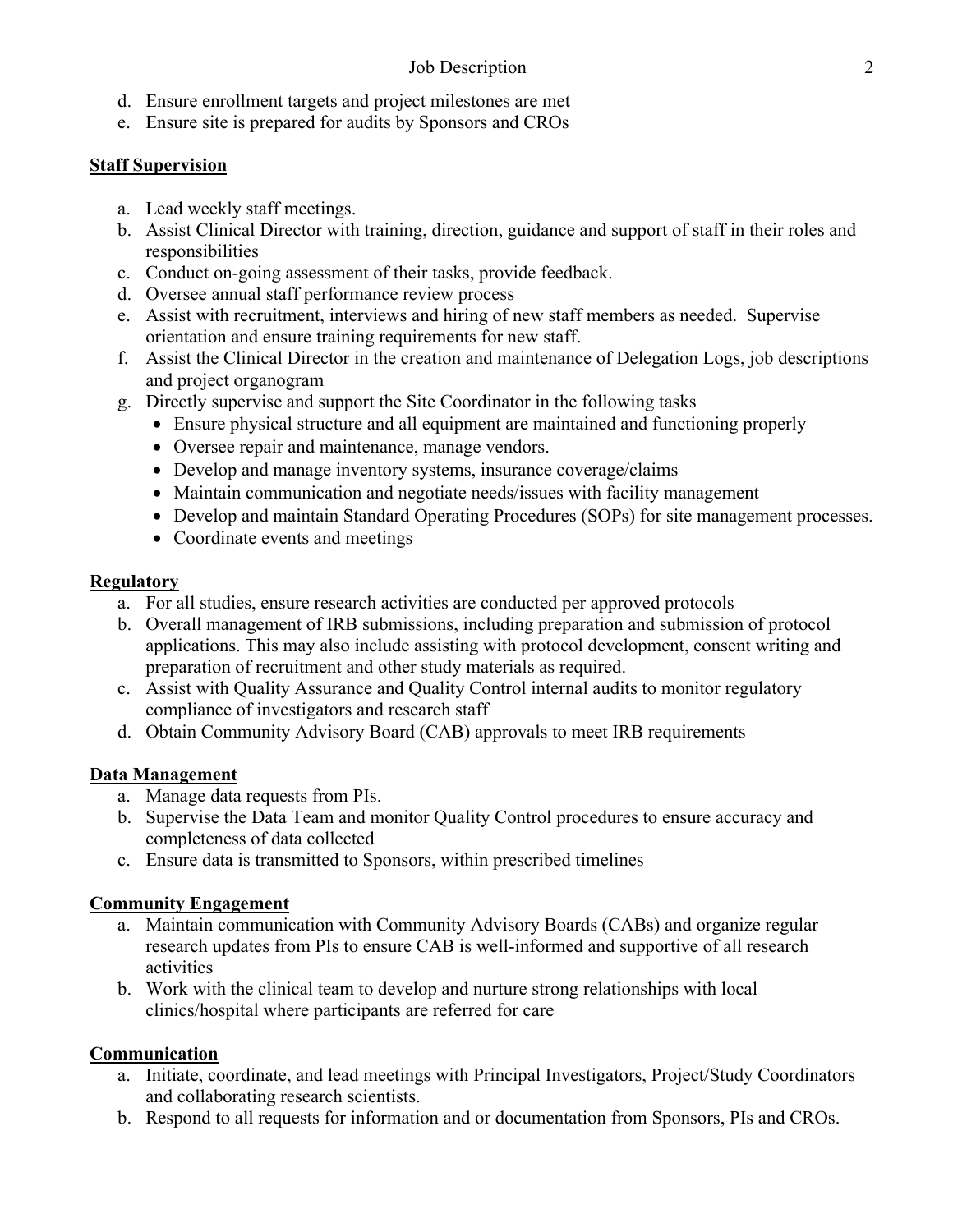d. Ensure enrollment targets and project milestones are met
e. Ensure site is prepared for audits by Sponsors and CROs

**Staff Supervision**

a. Lead weekly staff meetings.
b. Assist Clinical Director with training, direction, guidance and support of staff in their roles and responsibilities
c. Conduct on-going assessment of their tasks, provide feedback.
d. Oversee annual staff performance review process
e. Assist with recruitment, interviews and hiring of new staff members as needed. Supervise orientation and ensure training requirements for new staff.
f. Assist the Clinical Director in the creation and maintenance of Delegation Logs, job descriptions and project organogram
g. Directly supervise and support the Site Coordinator in the following tasks
   - Ensure physical structure and all equipment are maintained and functioning properly
   - Oversee repair and maintenance, manage vendors.
   - Develop and manage inventory systems, insurance coverage/claims
   - Maintain communication and negotiate needs/issues with facility management
   - Develop and maintain Standard Operating Procedures (SOPs) for site management processes.
   - Coordinate events and meetings

**Regulatory**

a. For all studies, ensure research activities are conducted per approved protocols
b. Overall management of IRB submissions, including preparation and submission of protocol applications. This may also include assisting with protocol development, consent writing and preparation of recruitment and other study materials as required.
c. Assist with Quality Assurance and Quality Control internal audits to monitor regulatory compliance of investigators and research staff
d. Obtain Community Advisory Board (CAB) approvals to meet IRB requirements

**Data Management**

a. Manage data requests from PIs.
b. Supervise the Data Team and monitor Quality Control procedures to ensure accuracy and completeness of data collected
c. Ensure data is transmitted to Sponsors, within prescribed timelines

**Community Engagement**

a. Maintain communication with Community Advisory Boards (CABs) and organize regular research updates from PIs to ensure CAB is well-informed and supportive of all research activities
b. Work with the clinical team to develop and nurture strong relationships with local clinics/hospital where participants are referred for care

**Communication**

a. Initiate, coordinate, and lead meetings with Principal Investigators, Project/Study Coordinators and collaborating research scientists.
b. Respond to all requests for information and or documentation from Sponsors, PIs and CROs.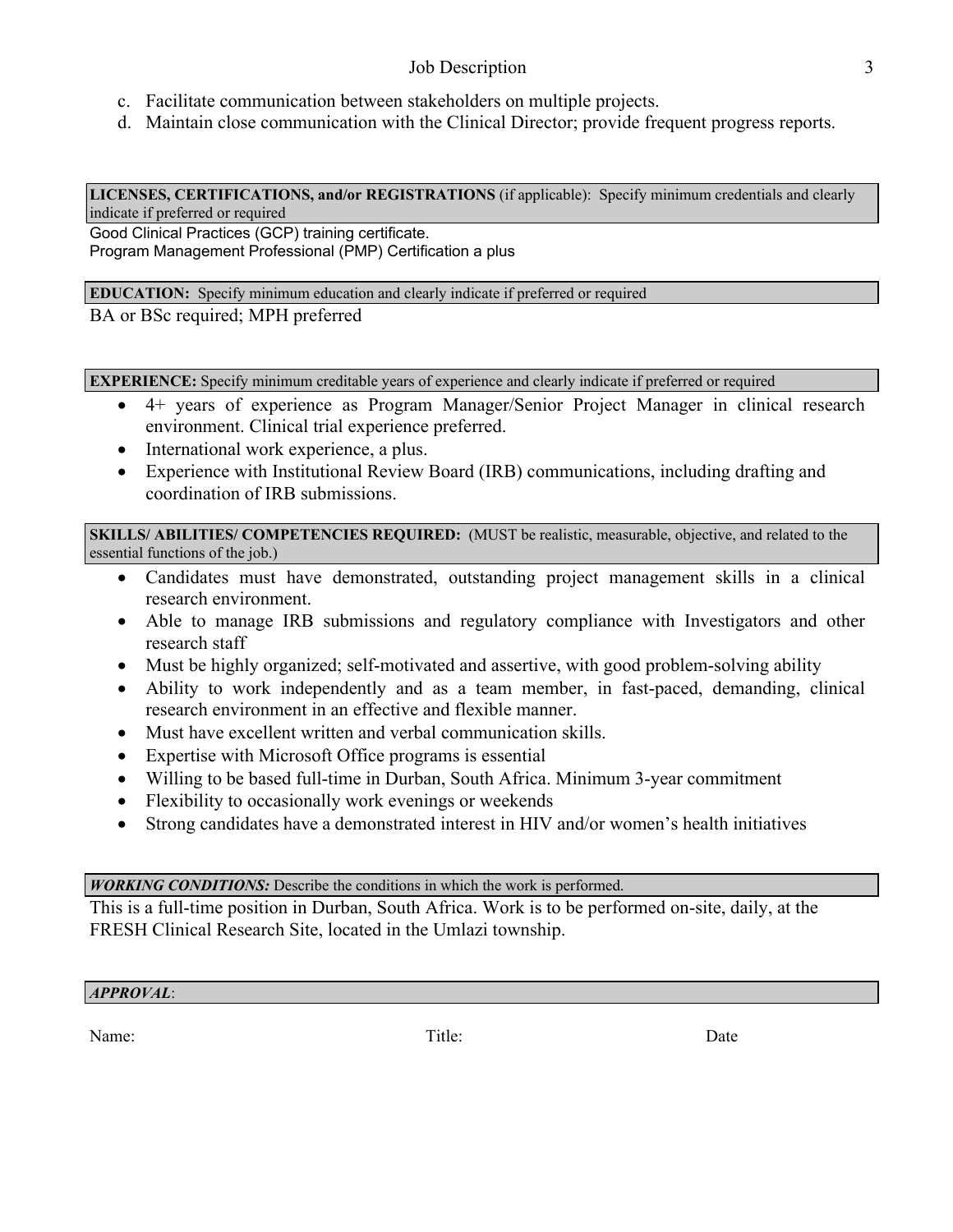c. Facilitate communication between stakeholders on multiple projects.
d. Maintain close communication with the Clinical Director; provide frequent progress reports.

**LICENSES, CERTIFICATIONS, and/or REGISTRATIONS** (if applicable): Specify minimum credentials and clearly indicate if preferred or required

Good Clinical Practices (GCP) training certificate.
Program Management Professional (PMP) Certification a plus

**EDUCATION:** Specify minimum education and clearly indicate if preferred or required

BA or BSc required; MPH preferred

**EXPERIENCE:** Specify minimum creditable years of experience and clearly indicate if preferred or required

- 4+ years of experience as Program Manager/Senior Project Manager in clinical research environment. Clinical trial experience preferred.
- International work experience, a plus.
- Experience with Institutional Review Board (IRB) communications, including drafting and coordination of IRB submissions.

**SKILLS/ ABILITIES/ COMPETENCIES REQUIRED:** (MUST be realistic, measurable, objective, and related to the essential functions of the job.)

- Candidates must have demonstrated, outstanding project management skills in a clinical research environment.
- Able to manage IRB submissions and regulatory compliance with Investigators and other research staff
- Must be highly organized; self-motivated and assertive, with good problem-solving ability
- Ability to work independently and as a team member, in fast-paced, demanding, clinical research environment in an effective and flexible manner.
- Must have excellent written and verbal communication skills.
- Expertise with Microsoft Office programs is essential
- Willing to be based full-time in Durban, South Africa. Minimum 3-year commitment
- Flexibility to occasionally work evenings or weekends
- Strong candidates have a demonstrated interest in HIV and/or women's health initiatives

***WORKING CONDITIONS:*** Describe the conditions in which the work is performed.

This is a full-time position in Durban, South Africa. Work is to be performed on-site, daily, at the FRESH Clinical Research Site, located in the Umlazi township.

***APPROVAL***:

Name: Title: Date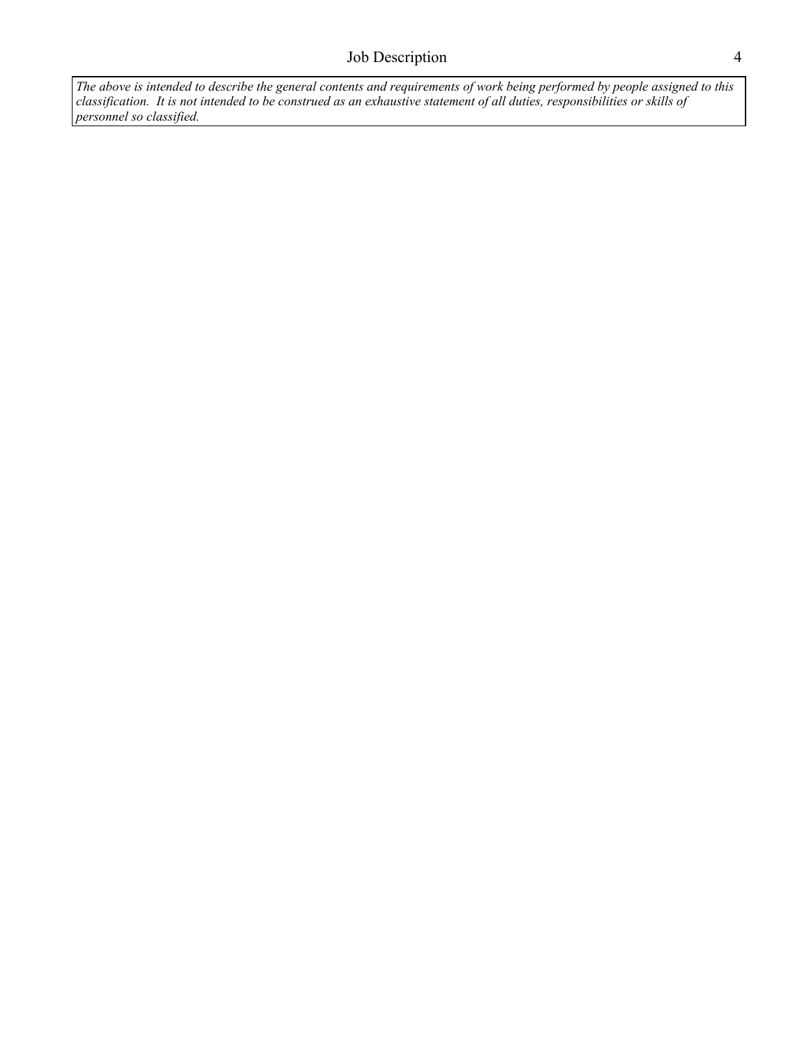*The above is intended to describe the general contents and requirements of work being performed by people assigned to this classification. It is not intended to be construed as an exhaustive statement of all duties, responsibilities or skills of personnel so classified.*